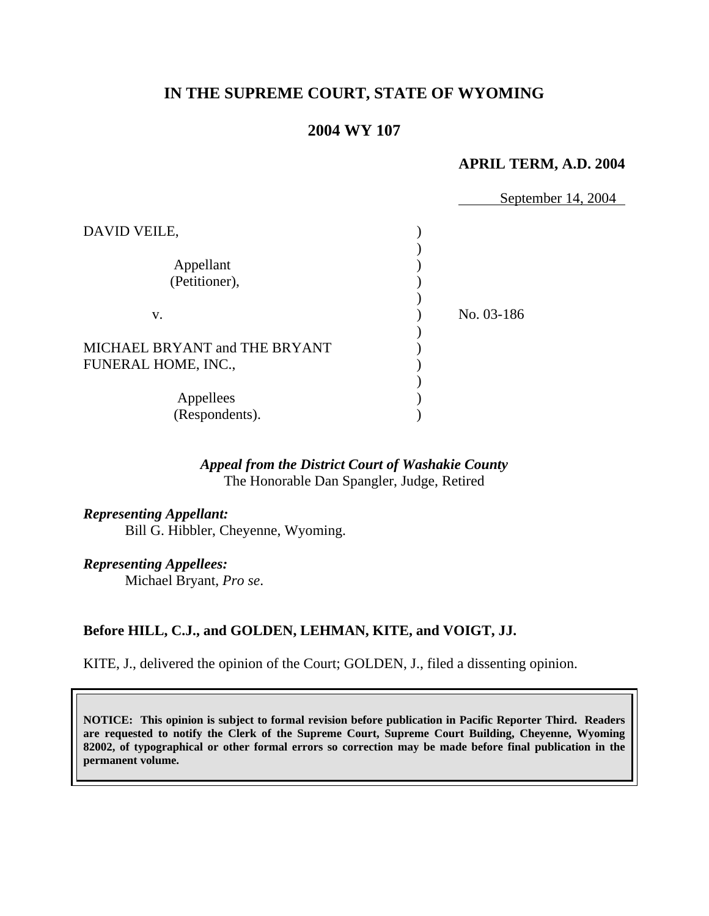**IN THE SUPREME COURT, STATE OF WYOMING**

**2004 WY 107**

**APRIL TERM, A.D. 2004**

September 14, 2004

DAVID VEILE,

Appellant
(Petitioner),

v.

No. 03-186

MICHAEL BRYANT and THE BRYANT FUNERAL HOME, INC.,

Appellees
(Respondents).

*Appeal from the District Court of Washakie County*
The Honorable Dan Spangler, Judge, Retired

*Representing Appellant:*
Bill G. Hibbler, Cheyenne, Wyoming.

*Representing Appellees:*
Michael Bryant, *Pro se*.

**Before HILL, C.J., and GOLDEN, LEHMAN, KITE, and VOIGT, JJ.**

KITE, J., delivered the opinion of the Court; GOLDEN, J., filed a dissenting opinion.

**NOTICE: This opinion is subject to formal revision before publication in Pacific Reporter Third. Readers are requested to notify the Clerk of the Supreme Court, Supreme Court Building, Cheyenne, Wyoming 82002, of typographical or other formal errors so correction may be made before final publication in the permanent volume.**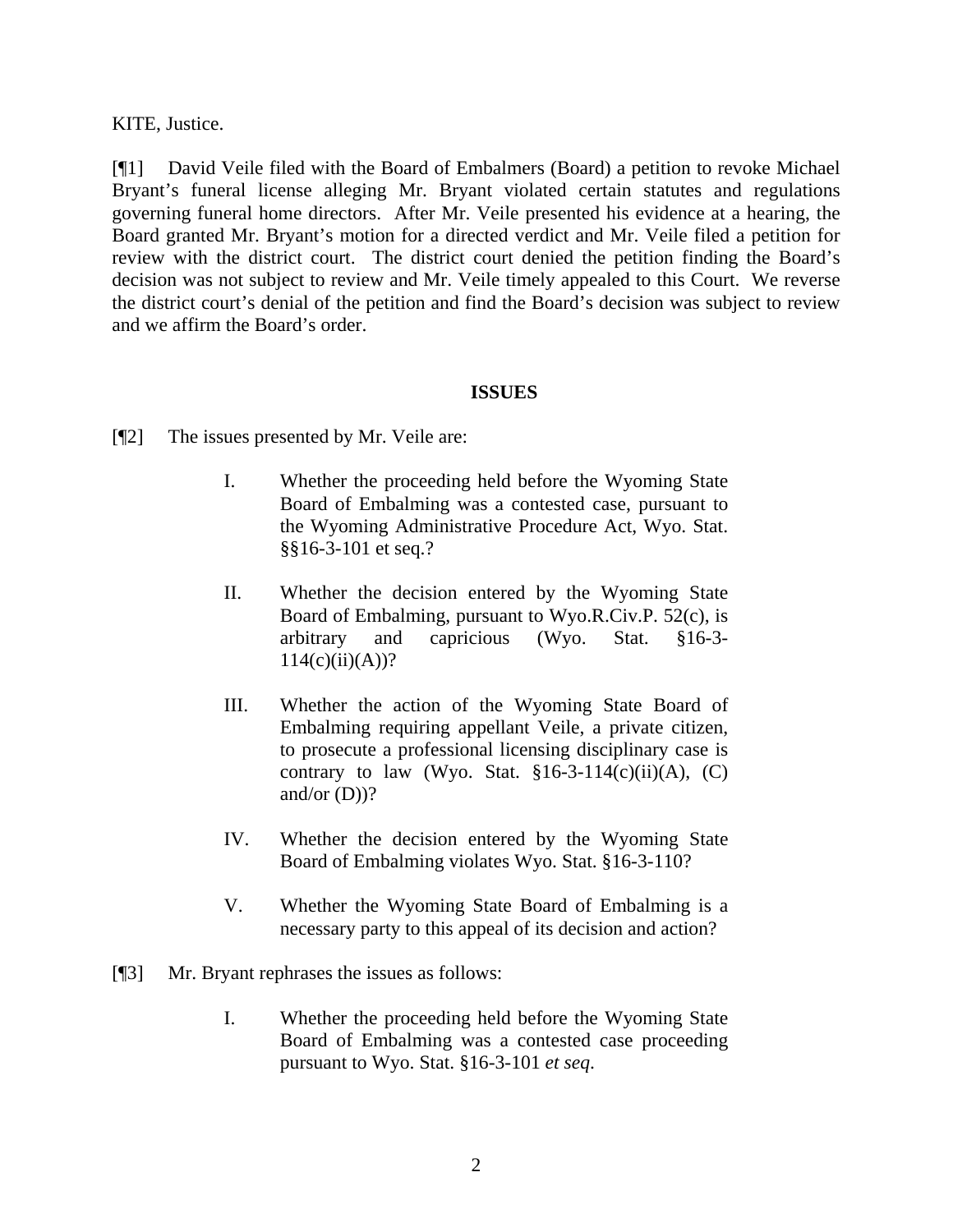KITE, Justice.

[¶1] David Veile filed with the Board of Embalmers (Board) a petition to revoke Michael Bryant's funeral license alleging Mr. Bryant violated certain statutes and regulations governing funeral home directors. After Mr. Veile presented his evidence at a hearing, the Board granted Mr. Bryant's motion for a directed verdict and Mr. Veile filed a petition for review with the district court. The district court denied the petition finding the Board's decision was not subject to review and Mr. Veile timely appealed to this Court. We reverse the district court's denial of the petition and find the Board's decision was subject to review and we affirm the Board's order.

## ISSUES

[¶2] The issues presented by Mr. Veile are:

> I. Whether the proceeding held before the Wyoming State Board of Embalming was a contested case, pursuant to the Wyoming Administrative Procedure Act, Wyo. Stat. §§16-3-101 et seq.?
>
> II. Whether the decision entered by the Wyoming State Board of Embalming, pursuant to Wyo.R.Civ.P. 52(c), is arbitrary and capricious (Wyo. Stat. §16-3-114(c)(ii)(A))?
>
> III. Whether the action of the Wyoming State Board of Embalming requiring appellant Veile, a private citizen, to prosecute a professional licensing disciplinary case is contrary to law (Wyo. Stat. §16-3-114(c)(ii)(A), (C) and/or (D))?
>
> IV. Whether the decision entered by the Wyoming State Board of Embalming violates Wyo. Stat. §16-3-110?
>
> V. Whether the Wyoming State Board of Embalming is a necessary party to this appeal of its decision and action?

[¶3] Mr. Bryant rephrases the issues as follows:

> I. Whether the proceeding held before the Wyoming State Board of Embalming was a contested case proceeding pursuant to Wyo. Stat. §16-3-101 *et seq*.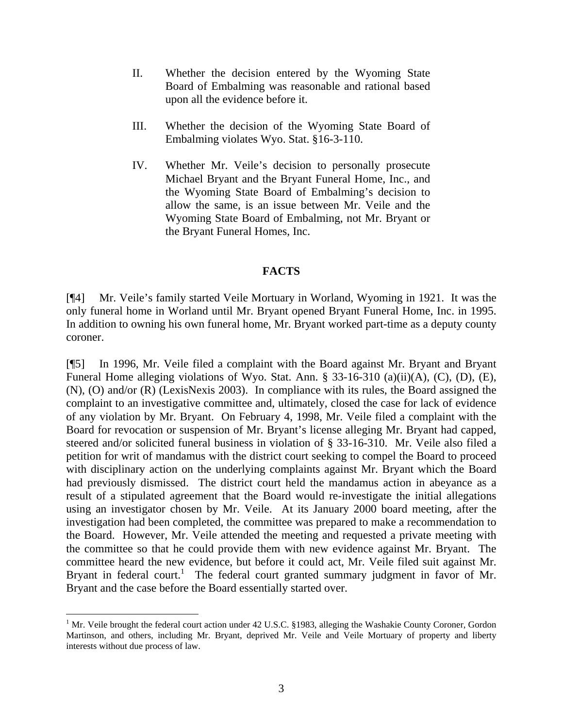II. Whether the decision entered by the Wyoming State Board of Embalming was reasonable and rational based upon all the evidence before it.

III. Whether the decision of the Wyoming State Board of Embalming violates Wyo. Stat. §16-3-110.

IV. Whether Mr. Veile's decision to personally prosecute Michael Bryant and the Bryant Funeral Home, Inc., and the Wyoming State Board of Embalming's decision to allow the same, is an issue between Mr. Veile and the Wyoming State Board of Embalming, not Mr. Bryant or the Bryant Funeral Homes, Inc.

## FACTS

[¶4] Mr. Veile's family started Veile Mortuary in Worland, Wyoming in 1921. It was the only funeral home in Worland until Mr. Bryant opened Bryant Funeral Home, Inc. in 1995. In addition to owning his own funeral home, Mr. Bryant worked part-time as a deputy county coroner.

[¶5] In 1996, Mr. Veile filed a complaint with the Board against Mr. Bryant and Bryant Funeral Home alleging violations of Wyo. Stat. Ann. § 33-16-310 (a)(ii)(A), (C), (D), (E), (N), (O) and/or (R) (LexisNexis 2003). In compliance with its rules, the Board assigned the complaint to an investigative committee and, ultimately, closed the case for lack of evidence of any violation by Mr. Bryant. On February 4, 1998, Mr. Veile filed a complaint with the Board for revocation or suspension of Mr. Bryant's license alleging Mr. Bryant had capped, steered and/or solicited funeral business in violation of § 33-16-310. Mr. Veile also filed a petition for writ of mandamus with the district court seeking to compel the Board to proceed with disciplinary action on the underlying complaints against Mr. Bryant which the Board had previously dismissed. The district court held the mandamus action in abeyance as a result of a stipulated agreement that the Board would re-investigate the initial allegations using an investigator chosen by Mr. Veile. At its January 2000 board meeting, after the investigation had been completed, the committee was prepared to make a recommendation to the Board. However, Mr. Veile attended the meeting and requested a private meeting with the committee so that he could provide them with new evidence against Mr. Bryant. The committee heard the new evidence, but before it could act, Mr. Veile filed suit against Mr. Bryant in federal court.[1] The federal court granted summary judgment in favor of Mr. Bryant and the case before the Board essentially started over.

[1] Mr. Veile brought the federal court action under 42 U.S.C. §1983, alleging the Washakie County Coroner, Gordon Martinson, and others, including Mr. Bryant, deprived Mr. Veile and Veile Mortuary of property and liberty interests without due process of law.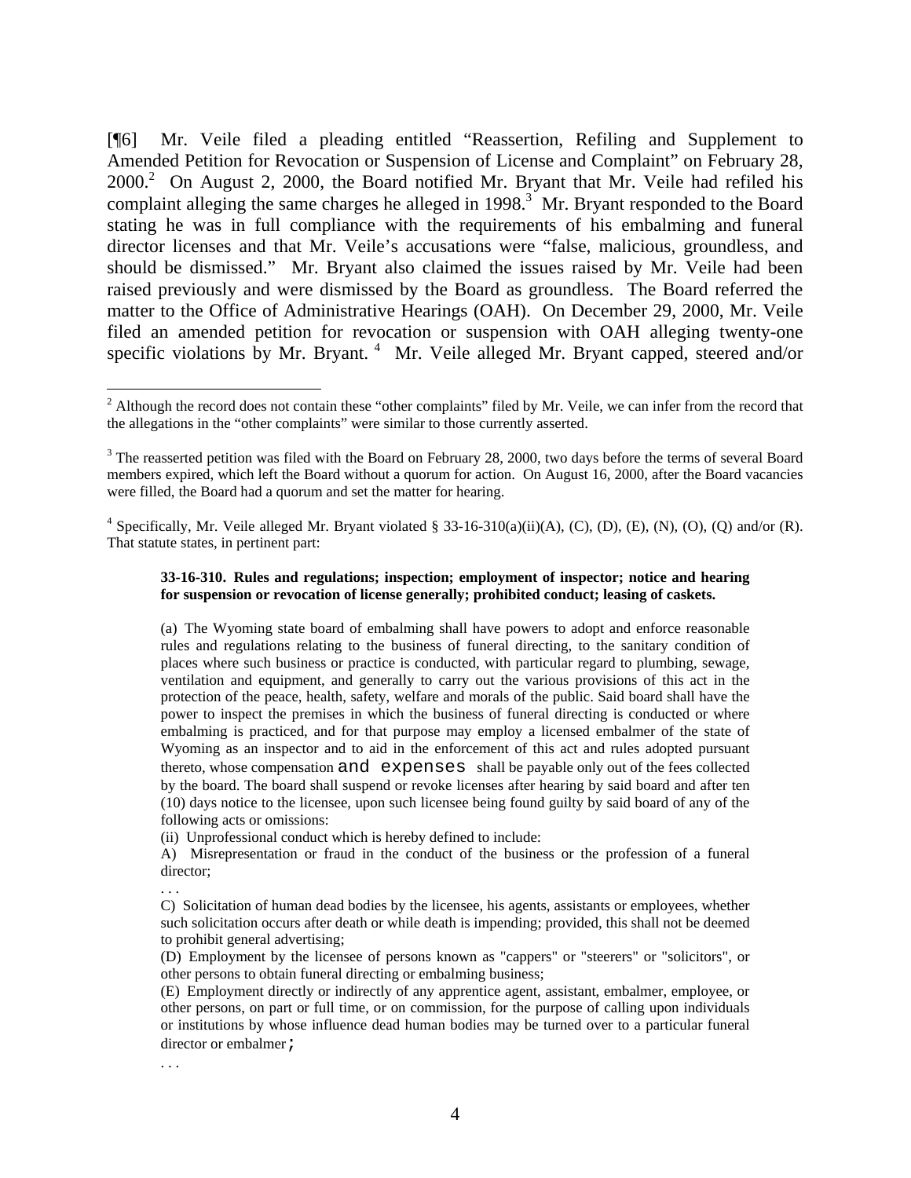[¶6] Mr. Veile filed a pleading entitled "Reassertion, Refiling and Supplement to Amended Petition for Revocation or Suspension of License and Complaint" on February 28, 2000.[2] On August 2, 2000, the Board notified Mr. Bryant that Mr. Veile had refiled his complaint alleging the same charges he alleged in 1998.[3] Mr. Bryant responded to the Board stating he was in full compliance with the requirements of his embalming and funeral director licenses and that Mr. Veile's accusations were "false, malicious, groundless, and should be dismissed." Mr. Bryant also claimed the issues raised by Mr. Veile had been raised previously and were dismissed by the Board as groundless. The Board referred the matter to the Office of Administrative Hearings (OAH). On December 29, 2000, Mr. Veile filed an amended petition for revocation or suspension with OAH alleging twenty-one specific violations by Mr. Bryant.[4] Mr. Veile alleged Mr. Bryant capped, steered and/or

---

[2] Although the record does not contain these "other complaints" filed by Mr. Veile, we can infer from the record that the allegations in the "other complaints" were similar to those currently asserted.

[3] The reasserted petition was filed with the Board on February 28, 2000, two days before the terms of several Board members expired, which left the Board without a quorum for action. On August 16, 2000, after the Board vacancies were filled, the Board had a quorum and set the matter for hearing.

[4] Specifically, Mr. Veile alleged Mr. Bryant violated § 33-16-310(a)(ii)(A), (C), (D), (E), (N), (O), (Q) and/or (R). That statute states, in pertinent part:

> **33-16-310. Rules and regulations; inspection; employment of inspector; notice and hearing for suspension or revocation of license generally; prohibited conduct; leasing of caskets.**
>
> (a) The Wyoming state board of embalming shall have powers to adopt and enforce reasonable rules and regulations relating to the business of funeral directing, to the sanitary condition of places where such business or practice is conducted, with particular regard to plumbing, sewage, ventilation and equipment, and generally to carry out the various provisions of this act in the protection of the peace, health, safety, welfare and morals of the public. Said board shall have the power to inspect the premises in which the business of funeral directing is conducted or where embalming is practiced, and for that purpose may employ a licensed embalmer of the state of Wyoming as an inspector and to aid in the enforcement of this act and rules adopted pursuant thereto, whose compensation and expenses shall be payable only out of the fees collected by the board. The board shall suspend or revoke licenses after hearing by said board and after ten (10) days notice to the licensee, upon such licensee being found guilty by said board of any of the following acts or omissions:
>
> (ii) Unprofessional conduct which is hereby defined to include:
>
> A) Misrepresentation or fraud in the conduct of the business or the profession of a funeral director;
>
> . . .
>
> C) Solicitation of human dead bodies by the licensee, his agents, assistants or employees, whether such solicitation occurs after death or while death is impending; provided, this shall not be deemed to prohibit general advertising;
>
> (D) Employment by the licensee of persons known as "cappers" or "steerers" or "solicitors", or other persons to obtain funeral directing or embalming business;
>
> (E) Employment directly or indirectly of any apprentice agent, assistant, embalmer, employee, or other persons, on part or full time, or on commission, for the purpose of calling upon individuals or institutions by whose influence dead human bodies may be turned over to a particular funeral director or embalmer;
>
> . . .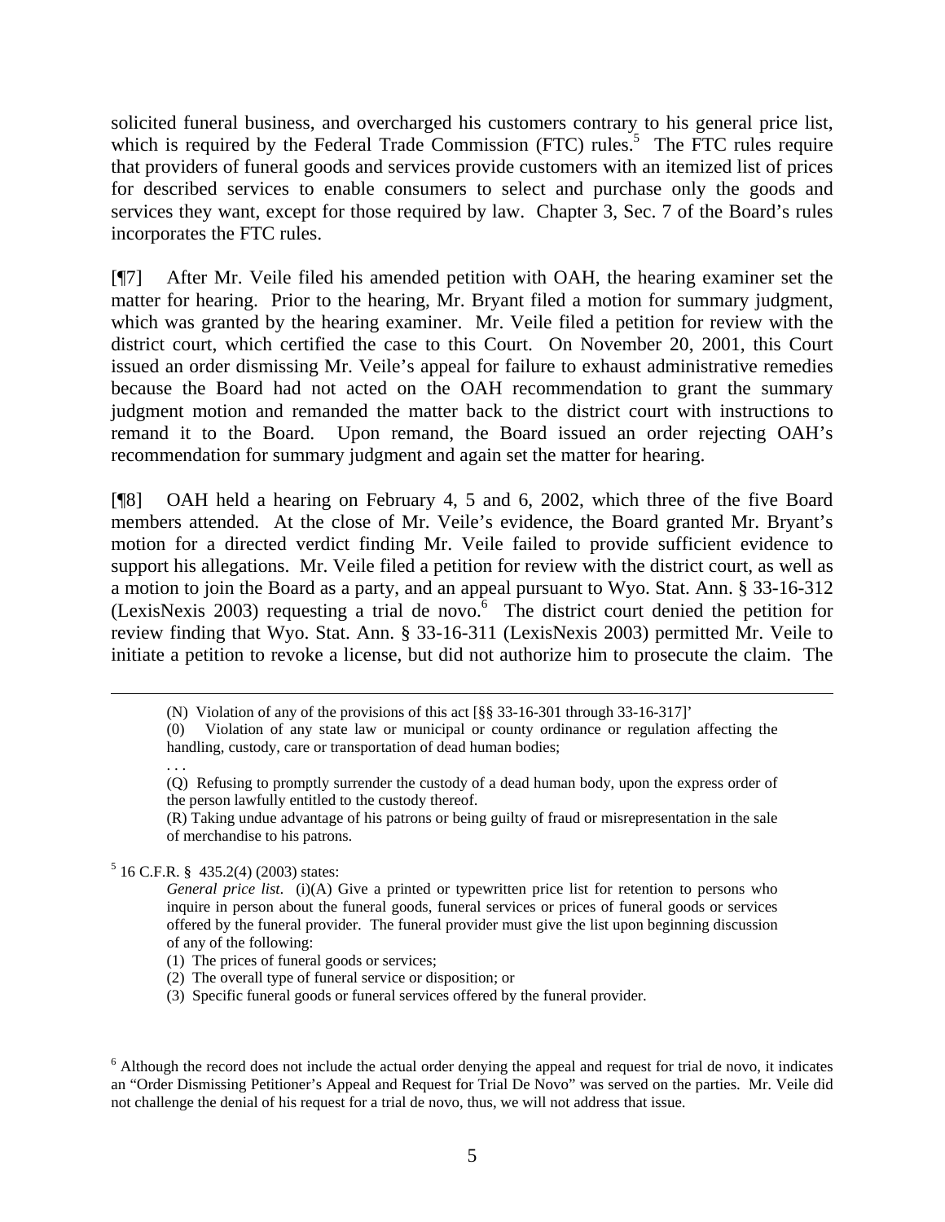solicited funeral business, and overcharged his customers contrary to his general price list, which is required by the Federal Trade Commission (FTC) rules.[5] The FTC rules require that providers of funeral goods and services provide customers with an itemized list of prices for described services to enable consumers to select and purchase only the goods and services they want, except for those required by law. Chapter 3, Sec. 7 of the Board's rules incorporates the FTC rules.

[¶7] After Mr. Veile filed his amended petition with OAH, the hearing examiner set the matter for hearing. Prior to the hearing, Mr. Bryant filed a motion for summary judgment, which was granted by the hearing examiner. Mr. Veile filed a petition for review with the district court, which certified the case to this Court. On November 20, 2001, this Court issued an order dismissing Mr. Veile's appeal for failure to exhaust administrative remedies because the Board had not acted on the OAH recommendation to grant the summary judgment motion and remanded the matter back to the district court with instructions to remand it to the Board. Upon remand, the Board issued an order rejecting OAH's recommendation for summary judgment and again set the matter for hearing.

[¶8] OAH held a hearing on February 4, 5 and 6, 2002, which three of the five Board members attended. At the close of Mr. Veile's evidence, the Board granted Mr. Bryant's motion for a directed verdict finding Mr. Veile failed to provide sufficient evidence to support his allegations. Mr. Veile filed a petition for review with the district court, as well as a motion to join the Board as a party, and an appeal pursuant to Wyo. Stat. Ann. § 33-16-312 (LexisNexis 2003) requesting a trial de novo.[6] The district court denied the petition for review finding that Wyo. Stat. Ann. § 33-16-311 (LexisNexis 2003) permitted Mr. Veile to initiate a petition to revoke a license, but did not authorize him to prosecute the claim. The

---

> (N) Violation of any of the provisions of this act [§§ 33-16-301 through 33-16-317]'
>
> (0) Violation of any state law or municipal or county ordinance or regulation affecting the handling, custody, care or transportation of dead human bodies;
>
> . . .
>
> (Q) Refusing to promptly surrender the custody of a dead human body, upon the express order of the person lawfully entitled to the custody thereof.
>
> (R) Taking undue advantage of his patrons or being guilty of fraud or misrepresentation in the sale of merchandise to his patrons.

[5] 16 C.F.R. § 435.2(4) (2003) states:

> *General price list*. (i)(A) Give a printed or typewritten price list for retention to persons who inquire in person about the funeral goods, funeral services or prices of funeral goods or services offered by the funeral provider. The funeral provider must give the list upon beginning discussion of any of the following:
>
> (1) The prices of funeral goods or services;
>
> (2) The overall type of funeral service or disposition; or
>
> (3) Specific funeral goods or funeral services offered by the funeral provider.

[6] Although the record does not include the actual order denying the appeal and request for trial de novo, it indicates an "Order Dismissing Petitioner's Appeal and Request for Trial De Novo" was served on the parties. Mr. Veile did not challenge the denial of his request for a trial de novo, thus, we will not address that issue.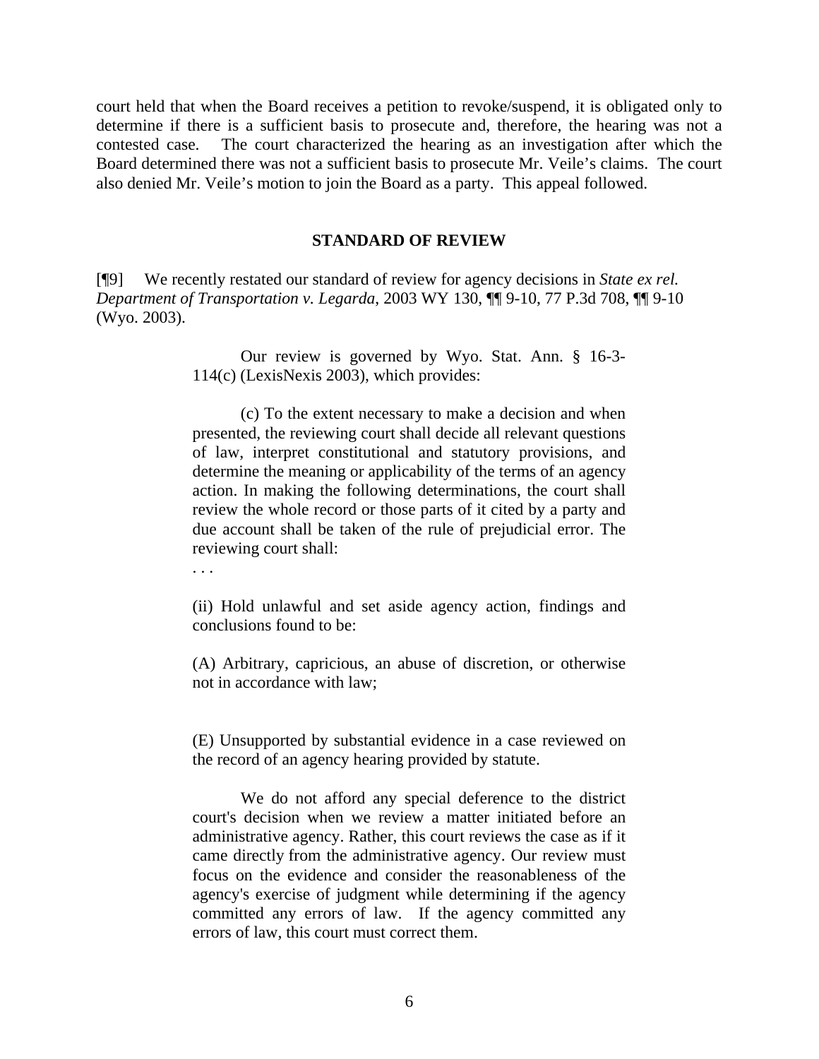court held that when the Board receives a petition to revoke/suspend, it is obligated only to determine if there is a sufficient basis to prosecute and, therefore, the hearing was not a contested case. The court characterized the hearing as an investigation after which the Board determined there was not a sufficient basis to prosecute Mr. Veile's claims. The court also denied Mr. Veile's motion to join the Board as a party. This appeal followed.

## STANDARD OF REVIEW

[¶9] We recently restated our standard of review for agency decisions in *State ex rel. Department of Transportation v. Legarda*, 2003 WY 130, ¶¶ 9-10, 77 P.3d 708, ¶¶ 9-10 (Wyo. 2003).

> Our review is governed by Wyo. Stat. Ann. § 16-3-114(c) (LexisNexis 2003), which provides:
>
> (c) To the extent necessary to make a decision and when presented, the reviewing court shall decide all relevant questions of law, interpret constitutional and statutory provisions, and determine the meaning or applicability of the terms of an agency action. In making the following determinations, the court shall review the whole record or those parts of it cited by a party and due account shall be taken of the rule of prejudicial error. The reviewing court shall:
>
> . . .
>
> (ii) Hold unlawful and set aside agency action, findings and conclusions found to be:
>
> (A) Arbitrary, capricious, an abuse of discretion, or otherwise not in accordance with law;
>
> (E) Unsupported by substantial evidence in a case reviewed on the record of an agency hearing provided by statute.
>
> We do not afford any special deference to the district court's decision when we review a matter initiated before an administrative agency. Rather, this court reviews the case as if it came directly from the administrative agency. Our review must focus on the evidence and consider the reasonableness of the agency's exercise of judgment while determining if the agency committed any errors of law. If the agency committed any errors of law, this court must correct them.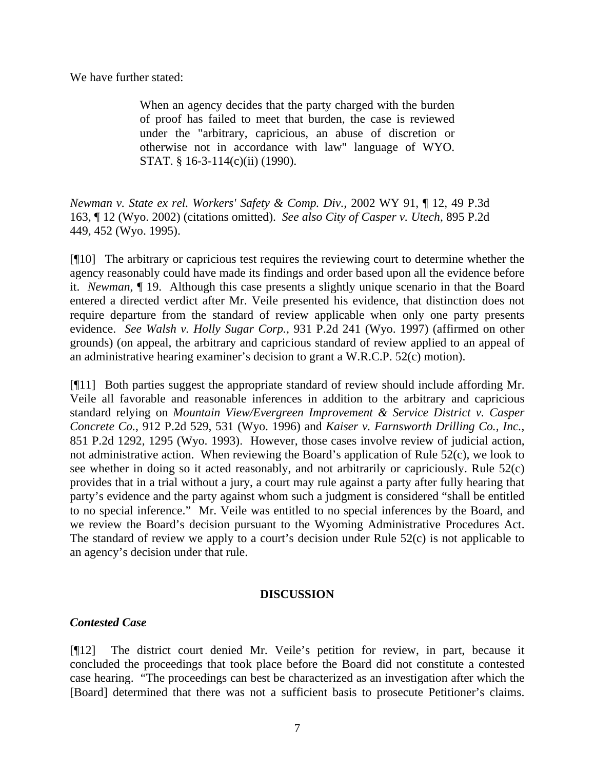We have further stated:

> When an agency decides that the party charged with the burden of proof has failed to meet that burden, the case is reviewed under the "arbitrary, capricious, an abuse of discretion or otherwise not in accordance with law" language of WYO. STAT. § 16-3-114(c)(ii) (1990).

*Newman v. State ex rel. Workers' Safety & Comp. Div.*, 2002 WY 91, ¶ 12, 49 P.3d 163, ¶ 12 (Wyo. 2002) (citations omitted). *See also City of Casper v. Utech*, 895 P.2d 449, 452 (Wyo. 1995).

[¶10] The arbitrary or capricious test requires the reviewing court to determine whether the agency reasonably could have made its findings and order based upon all the evidence before it. *Newman*, ¶ 19. Although this case presents a slightly unique scenario in that the Board entered a directed verdict after Mr. Veile presented his evidence, that distinction does not require departure from the standard of review applicable when only one party presents evidence. *See Walsh v. Holly Sugar Corp.*, 931 P.2d 241 (Wyo. 1997) (affirmed on other grounds) (on appeal, the arbitrary and capricious standard of review applied to an appeal of an administrative hearing examiner's decision to grant a W.R.C.P. 52(c) motion).

[¶11] Both parties suggest the appropriate standard of review should include affording Mr. Veile all favorable and reasonable inferences in addition to the arbitrary and capricious standard relying on *Mountain View/Evergreen Improvement & Service District v. Casper Concrete Co.*, 912 P.2d 529, 531 (Wyo. 1996) and *Kaiser v. Farnsworth Drilling Co., Inc.*, 851 P.2d 1292, 1295 (Wyo. 1993). However, those cases involve review of judicial action, not administrative action. When reviewing the Board's application of Rule 52(c), we look to see whether in doing so it acted reasonably, and not arbitrarily or capriciously. Rule 52(c) provides that in a trial without a jury, a court may rule against a party after fully hearing that party's evidence and the party against whom such a judgment is considered "shall be entitled to no special inference." Mr. Veile was entitled to no special inferences by the Board, and we review the Board's decision pursuant to the Wyoming Administrative Procedures Act. The standard of review we apply to a court's decision under Rule 52(c) is not applicable to an agency's decision under that rule.

## DISCUSSION

### *Contested Case*

[¶12] The district court denied Mr. Veile's petition for review, in part, because it concluded the proceedings that took place before the Board did not constitute a contested case hearing. "The proceedings can best be characterized as an investigation after which the [Board] determined that there was not a sufficient basis to prosecute Petitioner's claims.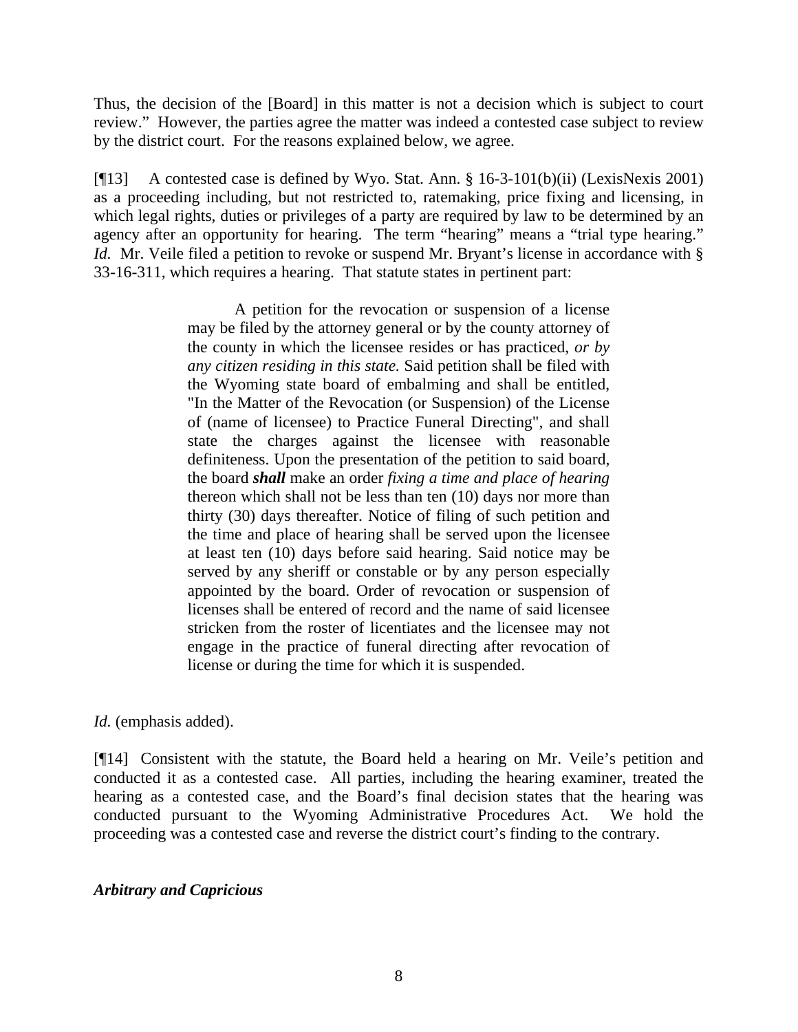Thus, the decision of the [Board] in this matter is not a decision which is subject to court review." However, the parties agree the matter was indeed a contested case subject to review by the district court. For the reasons explained below, we agree.

[¶13] A contested case is defined by Wyo. Stat. Ann. § 16-3-101(b)(ii) (LexisNexis 2001) as a proceeding including, but not restricted to, ratemaking, price fixing and licensing, in which legal rights, duties or privileges of a party are required by law to be determined by an agency after an opportunity for hearing. The term "hearing" means a "trial type hearing." *Id.* Mr. Veile filed a petition to revoke or suspend Mr. Bryant's license in accordance with § 33-16-311, which requires a hearing. That statute states in pertinent part:

> A petition for the revocation or suspension of a license may be filed by the attorney general or by the county attorney of the county in which the licensee resides or has practiced, *or by any citizen residing in this state.* Said petition shall be filed with the Wyoming state board of embalming and shall be entitled, "In the Matter of the Revocation (or Suspension) of the License of (name of licensee) to Practice Funeral Directing", and shall state the charges against the licensee with reasonable definiteness. Upon the presentation of the petition to said board, the board ***shall*** make an order *fixing a time and place of hearing* thereon which shall not be less than ten (10) days nor more than thirty (30) days thereafter. Notice of filing of such petition and the time and place of hearing shall be served upon the licensee at least ten (10) days before said hearing. Said notice may be served by any sheriff or constable or by any person especially appointed by the board. Order of revocation or suspension of licenses shall be entered of record and the name of said licensee stricken from the roster of licentiates and the licensee may not engage in the practice of funeral directing after revocation of license or during the time for which it is suspended.

*Id.* (emphasis added).

[¶14] Consistent with the statute, the Board held a hearing on Mr. Veile's petition and conducted it as a contested case. All parties, including the hearing examiner, treated the hearing as a contested case, and the Board's final decision states that the hearing was conducted pursuant to the Wyoming Administrative Procedures Act. We hold the proceeding was a contested case and reverse the district court's finding to the contrary.

***Arbitrary and Capricious***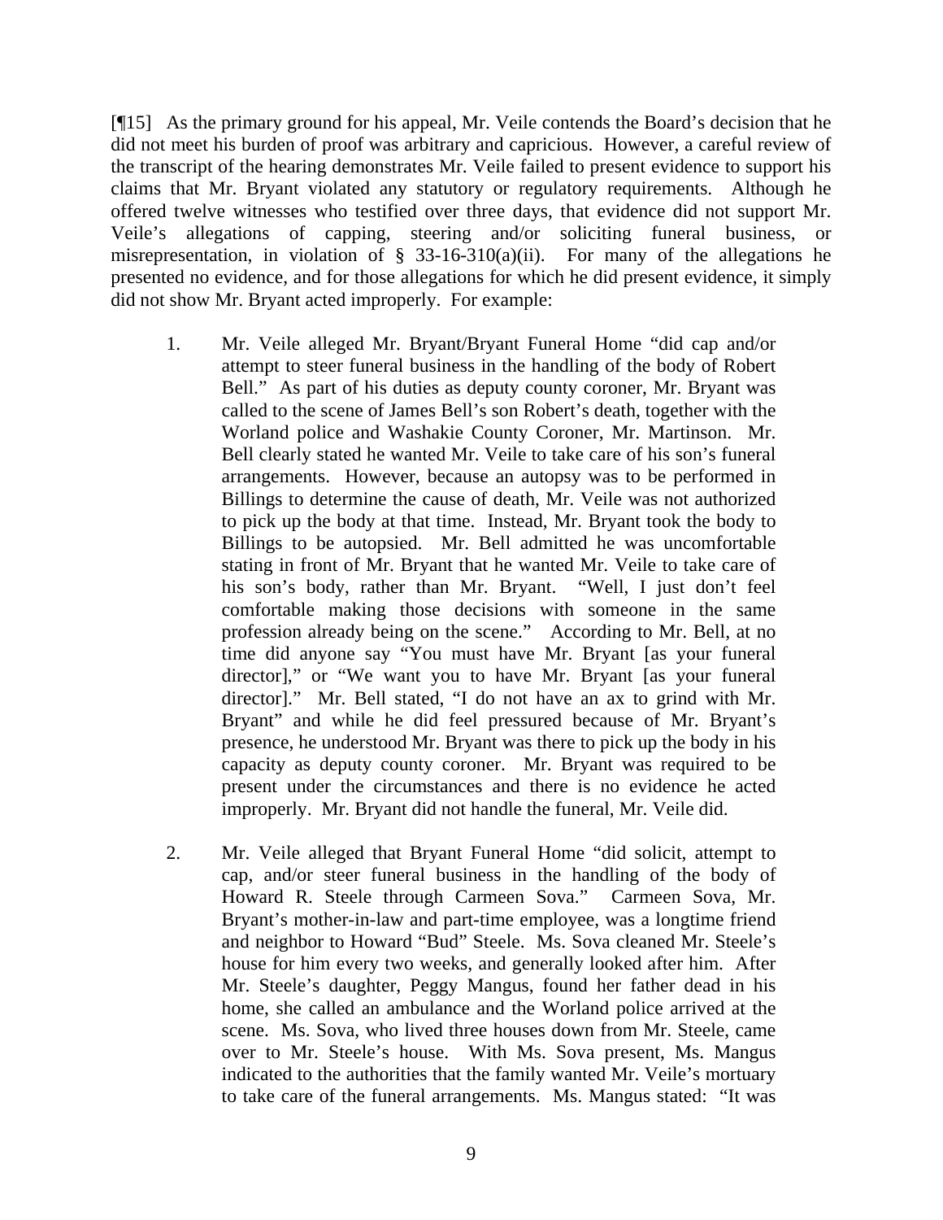[¶15] As the primary ground for his appeal, Mr. Veile contends the Board's decision that he did not meet his burden of proof was arbitrary and capricious. However, a careful review of the transcript of the hearing demonstrates Mr. Veile failed to present evidence to support his claims that Mr. Bryant violated any statutory or regulatory requirements. Although he offered twelve witnesses who testified over three days, that evidence did not support Mr. Veile's allegations of capping, steering and/or soliciting funeral business, or misrepresentation, in violation of § 33-16-310(a)(ii). For many of the allegations he presented no evidence, and for those allegations for which he did present evidence, it simply did not show Mr. Bryant acted improperly. For example:

1. Mr. Veile alleged Mr. Bryant/Bryant Funeral Home "did cap and/or attempt to steer funeral business in the handling of the body of Robert Bell." As part of his duties as deputy county coroner, Mr. Bryant was called to the scene of James Bell's son Robert's death, together with the Worland police and Washakie County Coroner, Mr. Martinson. Mr. Bell clearly stated he wanted Mr. Veile to take care of his son's funeral arrangements. However, because an autopsy was to be performed in Billings to determine the cause of death, Mr. Veile was not authorized to pick up the body at that time. Instead, Mr. Bryant took the body to Billings to be autopsied. Mr. Bell admitted he was uncomfortable stating in front of Mr. Bryant that he wanted Mr. Veile to take care of his son's body, rather than Mr. Bryant. "Well, I just don't feel comfortable making those decisions with someone in the same profession already being on the scene." According to Mr. Bell, at no time did anyone say "You must have Mr. Bryant [as your funeral director]," or "We want you to have Mr. Bryant [as your funeral director]." Mr. Bell stated, "I do not have an ax to grind with Mr. Bryant" and while he did feel pressured because of Mr. Bryant's presence, he understood Mr. Bryant was there to pick up the body in his capacity as deputy county coroner. Mr. Bryant was required to be present under the circumstances and there is no evidence he acted improperly. Mr. Bryant did not handle the funeral, Mr. Veile did.

2. Mr. Veile alleged that Bryant Funeral Home "did solicit, attempt to cap, and/or steer funeral business in the handling of the body of Howard R. Steele through Carmeen Sova." Carmeen Sova, Mr. Bryant's mother-in-law and part-time employee, was a longtime friend and neighbor to Howard "Bud" Steele. Ms. Sova cleaned Mr. Steele's house for him every two weeks, and generally looked after him. After Mr. Steele's daughter, Peggy Mangus, found her father dead in his home, she called an ambulance and the Worland police arrived at the scene. Ms. Sova, who lived three houses down from Mr. Steele, came over to Mr. Steele's house. With Ms. Sova present, Ms. Mangus indicated to the authorities that the family wanted Mr. Veile's mortuary to take care of the funeral arrangements. Ms. Mangus stated: "It was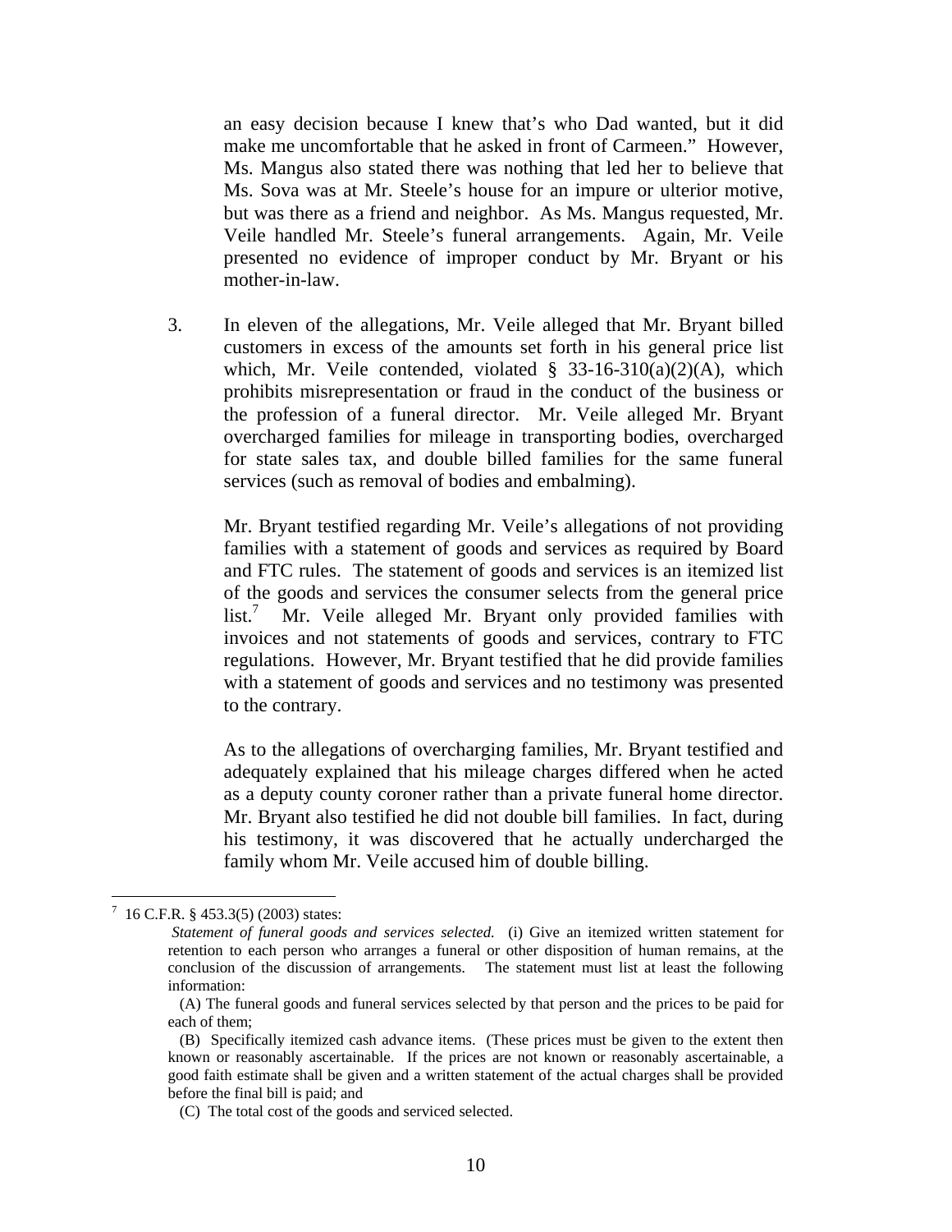an easy decision because I knew that's who Dad wanted, but it did make me uncomfortable that he asked in front of Carmeen." However, Ms. Mangus also stated there was nothing that led her to believe that Ms. Sova was at Mr. Steele's house for an impure or ulterior motive, but was there as a friend and neighbor. As Ms. Mangus requested, Mr. Veile handled Mr. Steele's funeral arrangements. Again, Mr. Veile presented no evidence of improper conduct by Mr. Bryant or his mother-in-law.

3. In eleven of the allegations, Mr. Veile alleged that Mr. Bryant billed customers in excess of the amounts set forth in his general price list which, Mr. Veile contended, violated § 33-16-310(a)(2)(A), which prohibits misrepresentation or fraud in the conduct of the business or the profession of a funeral director. Mr. Veile alleged Mr. Bryant overcharged families for mileage in transporting bodies, overcharged for state sales tax, and double billed families for the same funeral services (such as removal of bodies and embalming).

   Mr. Bryant testified regarding Mr. Veile's allegations of not providing families with a statement of goods and services as required by Board and FTC rules. The statement of goods and services is an itemized list of the goods and services the consumer selects from the general price list.[7] Mr. Veile alleged Mr. Bryant only provided families with invoices and not statements of goods and services, contrary to FTC regulations. However, Mr. Bryant testified that he did provide families with a statement of goods and services and no testimony was presented to the contrary.

   As to the allegations of overcharging families, Mr. Bryant testified and adequately explained that his mileage charges differed when he acted as a deputy county coroner rather than a private funeral home director. Mr. Bryant also testified he did not double bill families. In fact, during his testimony, it was discovered that he actually undercharged the family whom Mr. Veile accused him of double billing.

---

[7] 16 C.F.R. § 453.3(5) (2003) states:

> *Statement of funeral goods and services selected.* (i) Give an itemized written statement for retention to each person who arranges a funeral or other disposition of human remains, at the conclusion of the discussion of arrangements. The statement must list at least the following information:
>
> (A) The funeral goods and funeral services selected by that person and the prices to be paid for each of them;
>
> (B) Specifically itemized cash advance items. (These prices must be given to the extent then known or reasonably ascertainable. If the prices are not known or reasonably ascertainable, a good faith estimate shall be given and a written statement of the actual charges shall be provided before the final bill is paid; and
>
> (C) The total cost of the goods and serviced selected.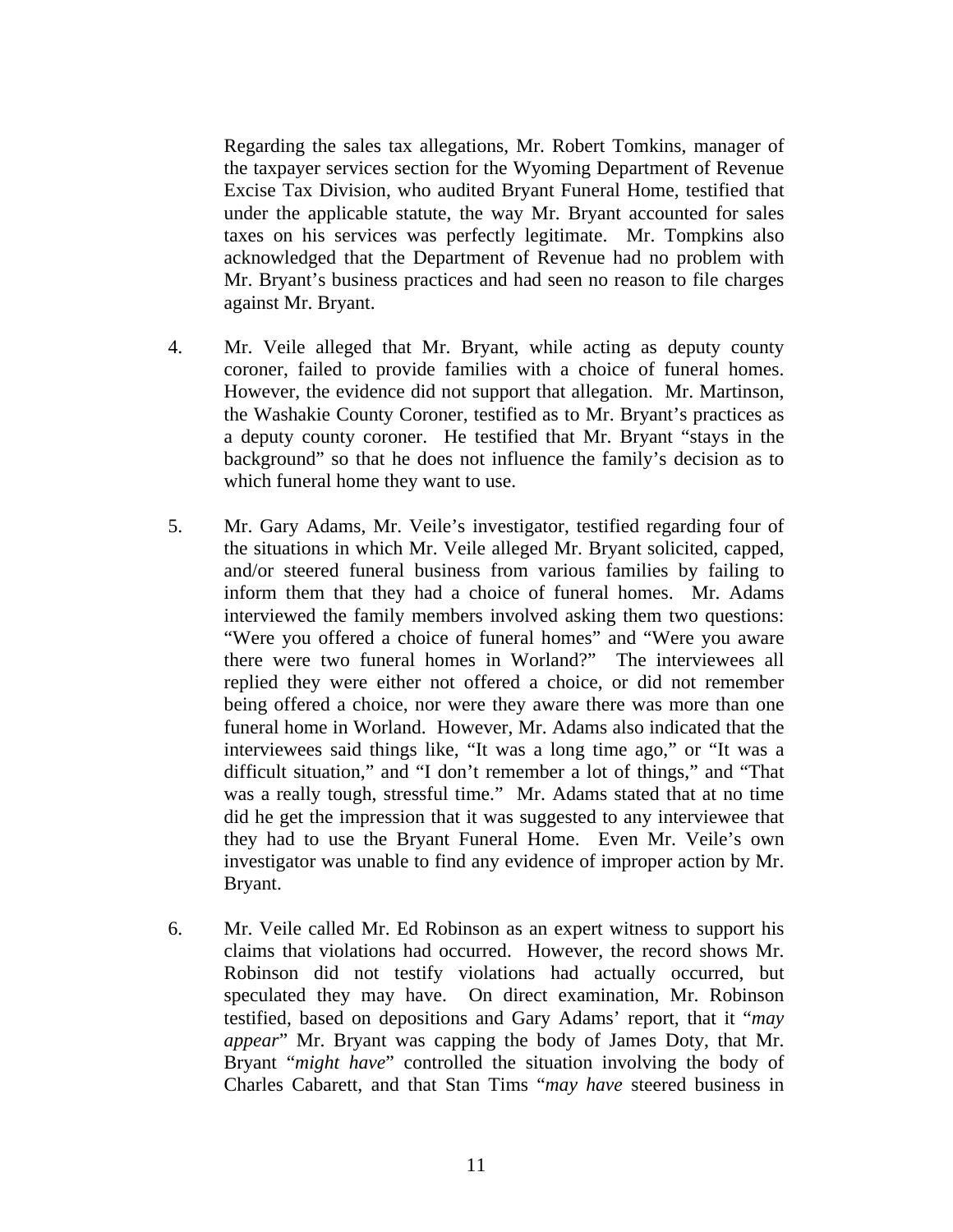Regarding the sales tax allegations, Mr. Robert Tomkins, manager of the taxpayer services section for the Wyoming Department of Revenue Excise Tax Division, who audited Bryant Funeral Home, testified that under the applicable statute, the way Mr. Bryant accounted for sales taxes on his services was perfectly legitimate. Mr. Tompkins also acknowledged that the Department of Revenue had no problem with Mr. Bryant's business practices and had seen no reason to file charges against Mr. Bryant.

4. Mr. Veile alleged that Mr. Bryant, while acting as deputy county coroner, failed to provide families with a choice of funeral homes. However, the evidence did not support that allegation. Mr. Martinson, the Washakie County Coroner, testified as to Mr. Bryant's practices as a deputy county coroner. He testified that Mr. Bryant "stays in the background" so that he does not influence the family's decision as to which funeral home they want to use.

5. Mr. Gary Adams, Mr. Veile's investigator, testified regarding four of the situations in which Mr. Veile alleged Mr. Bryant solicited, capped, and/or steered funeral business from various families by failing to inform them that they had a choice of funeral homes. Mr. Adams interviewed the family members involved asking them two questions: "Were you offered a choice of funeral homes" and "Were you aware there were two funeral homes in Worland?" The interviewees all replied they were either not offered a choice, or did not remember being offered a choice, nor were they aware there was more than one funeral home in Worland. However, Mr. Adams also indicated that the interviewees said things like, "It was a long time ago," or "It was a difficult situation," and "I don't remember a lot of things," and "That was a really tough, stressful time." Mr. Adams stated that at no time did he get the impression that it was suggested to any interviewee that they had to use the Bryant Funeral Home. Even Mr. Veile's own investigator was unable to find any evidence of improper action by Mr. Bryant.

6. Mr. Veile called Mr. Ed Robinson as an expert witness to support his claims that violations had occurred. However, the record shows Mr. Robinson did not testify violations had actually occurred, but speculated they may have. On direct examination, Mr. Robinson testified, based on depositions and Gary Adams' report, that it "*may appear*" Mr. Bryant was capping the body of James Doty, that Mr. Bryant "*might have*" controlled the situation involving the body of Charles Cabarett, and that Stan Tims "*may have* steered business in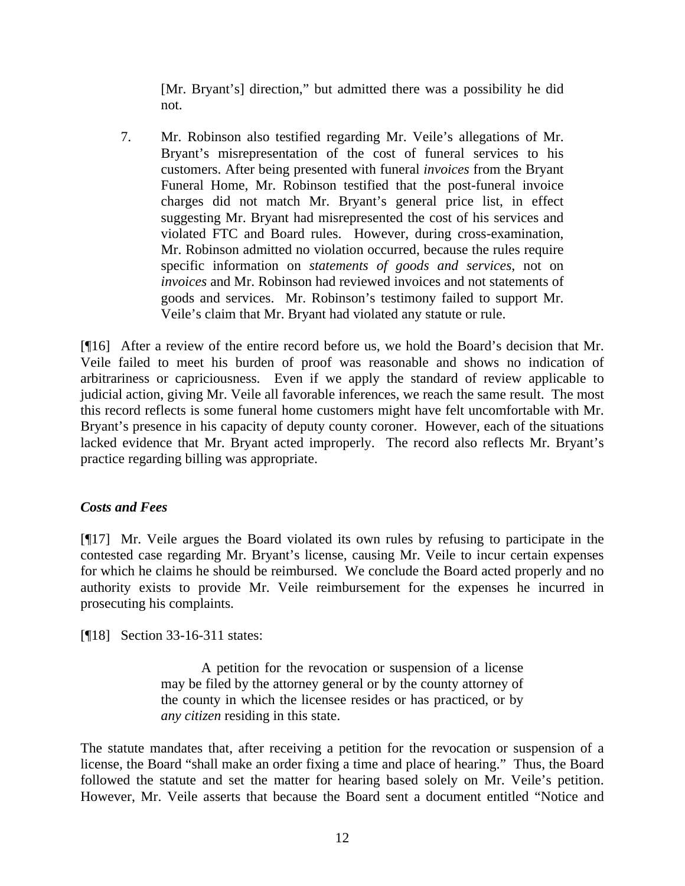> [Mr. Bryant's] direction," but admitted there was a possibility he did not.

7. Mr. Robinson also testified regarding Mr. Veile's allegations of Mr. Bryant's misrepresentation of the cost of funeral services to his customers. After being presented with funeral *invoices* from the Bryant Funeral Home, Mr. Robinson testified that the post-funeral invoice charges did not match Mr. Bryant's general price list, in effect suggesting Mr. Bryant had misrepresented the cost of his services and violated FTC and Board rules. However, during cross-examination, Mr. Robinson admitted no violation occurred, because the rules require specific information on *statements of goods and services*, not on *invoices* and Mr. Robinson had reviewed invoices and not statements of goods and services. Mr. Robinson's testimony failed to support Mr. Veile's claim that Mr. Bryant had violated any statute or rule.

[¶16] After a review of the entire record before us, we hold the Board's decision that Mr. Veile failed to meet his burden of proof was reasonable and shows no indication of arbitrariness or capriciousness. Even if we apply the standard of review applicable to judicial action, giving Mr. Veile all favorable inferences, we reach the same result. The most this record reflects is some funeral home customers might have felt uncomfortable with Mr. Bryant's presence in his capacity of deputy county coroner. However, each of the situations lacked evidence that Mr. Bryant acted improperly. The record also reflects Mr. Bryant's practice regarding billing was appropriate.

***Costs and Fees***

[¶17] Mr. Veile argues the Board violated its own rules by refusing to participate in the contested case regarding Mr. Bryant's license, causing Mr. Veile to incur certain expenses for which he claims he should be reimbursed. We conclude the Board acted properly and no authority exists to provide Mr. Veile reimbursement for the expenses he incurred in prosecuting his complaints.

[¶18] Section 33-16-311 states:

> A petition for the revocation or suspension of a license may be filed by the attorney general or by the county attorney of the county in which the licensee resides or has practiced, or by *any citizen* residing in this state.

The statute mandates that, after receiving a petition for the revocation or suspension of a license, the Board "shall make an order fixing a time and place of hearing." Thus, the Board followed the statute and set the matter for hearing based solely on Mr. Veile's petition. However, Mr. Veile asserts that because the Board sent a document entitled "Notice and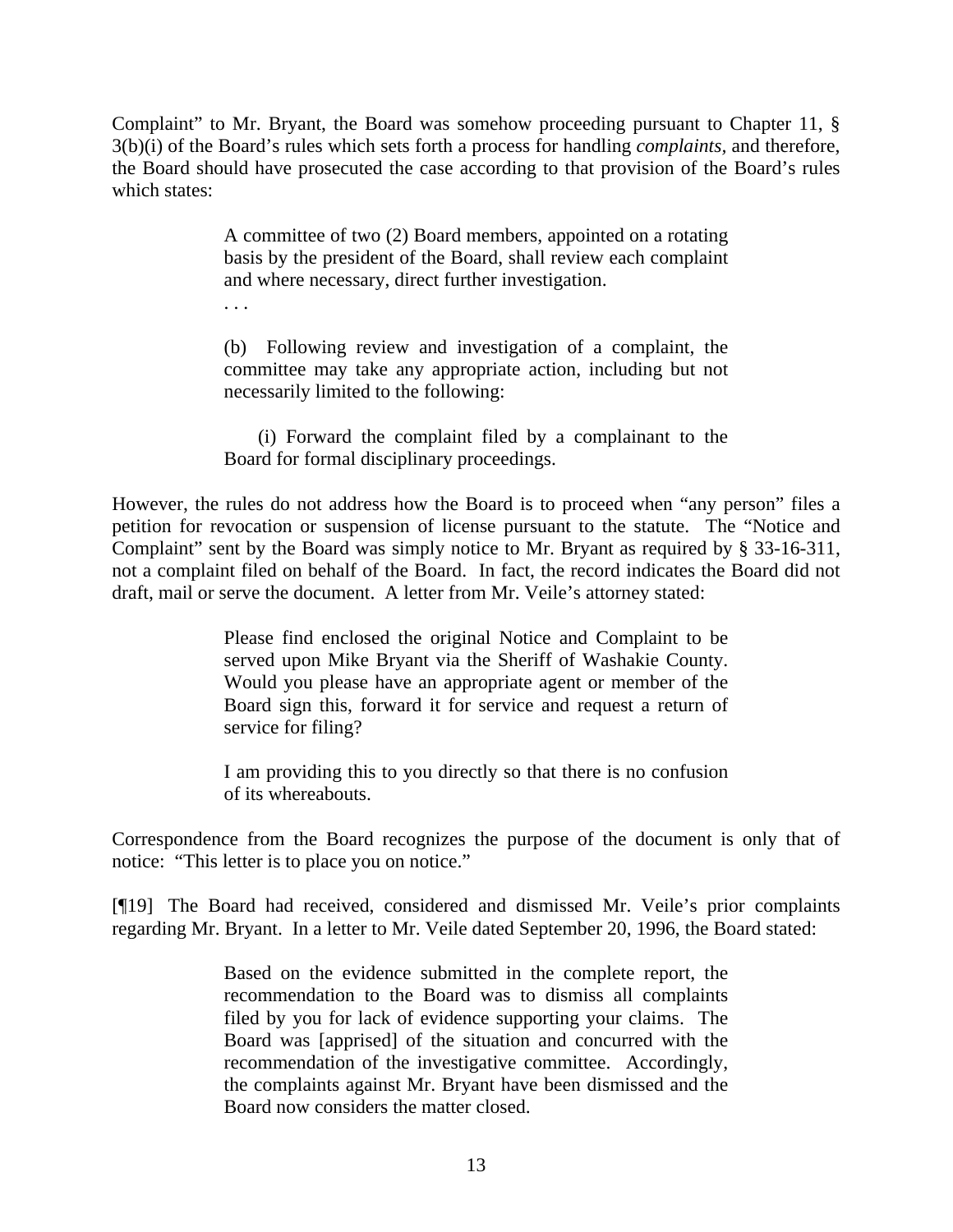Complaint" to Mr. Bryant, the Board was somehow proceeding pursuant to Chapter 11, § 3(b)(i) of the Board's rules which sets forth a process for handling *complaints*, and therefore, the Board should have prosecuted the case according to that provision of the Board's rules which states:

> A committee of two (2) Board members, appointed on a rotating basis by the president of the Board, shall review each complaint and where necessary, direct further investigation.
>
> . . .
>
> (b) Following review and investigation of a complaint, the committee may take any appropriate action, including but not necessarily limited to the following:
>
> (i) Forward the complaint filed by a complainant to the Board for formal disciplinary proceedings.

However, the rules do not address how the Board is to proceed when "any person" files a petition for revocation or suspension of license pursuant to the statute. The "Notice and Complaint" sent by the Board was simply notice to Mr. Bryant as required by § 33-16-311, not a complaint filed on behalf of the Board. In fact, the record indicates the Board did not draft, mail or serve the document. A letter from Mr. Veile's attorney stated:

> Please find enclosed the original Notice and Complaint to be served upon Mike Bryant via the Sheriff of Washakie County. Would you please have an appropriate agent or member of the Board sign this, forward it for service and request a return of service for filing?
>
> I am providing this to you directly so that there is no confusion of its whereabouts.

Correspondence from the Board recognizes the purpose of the document is only that of notice: "This letter is to place you on notice."

[¶19] The Board had received, considered and dismissed Mr. Veile's prior complaints regarding Mr. Bryant. In a letter to Mr. Veile dated September 20, 1996, the Board stated:

> Based on the evidence submitted in the complete report, the recommendation to the Board was to dismiss all complaints filed by you for lack of evidence supporting your claims. The Board was [apprised] of the situation and concurred with the recommendation of the investigative committee. Accordingly, the complaints against Mr. Bryant have been dismissed and the Board now considers the matter closed.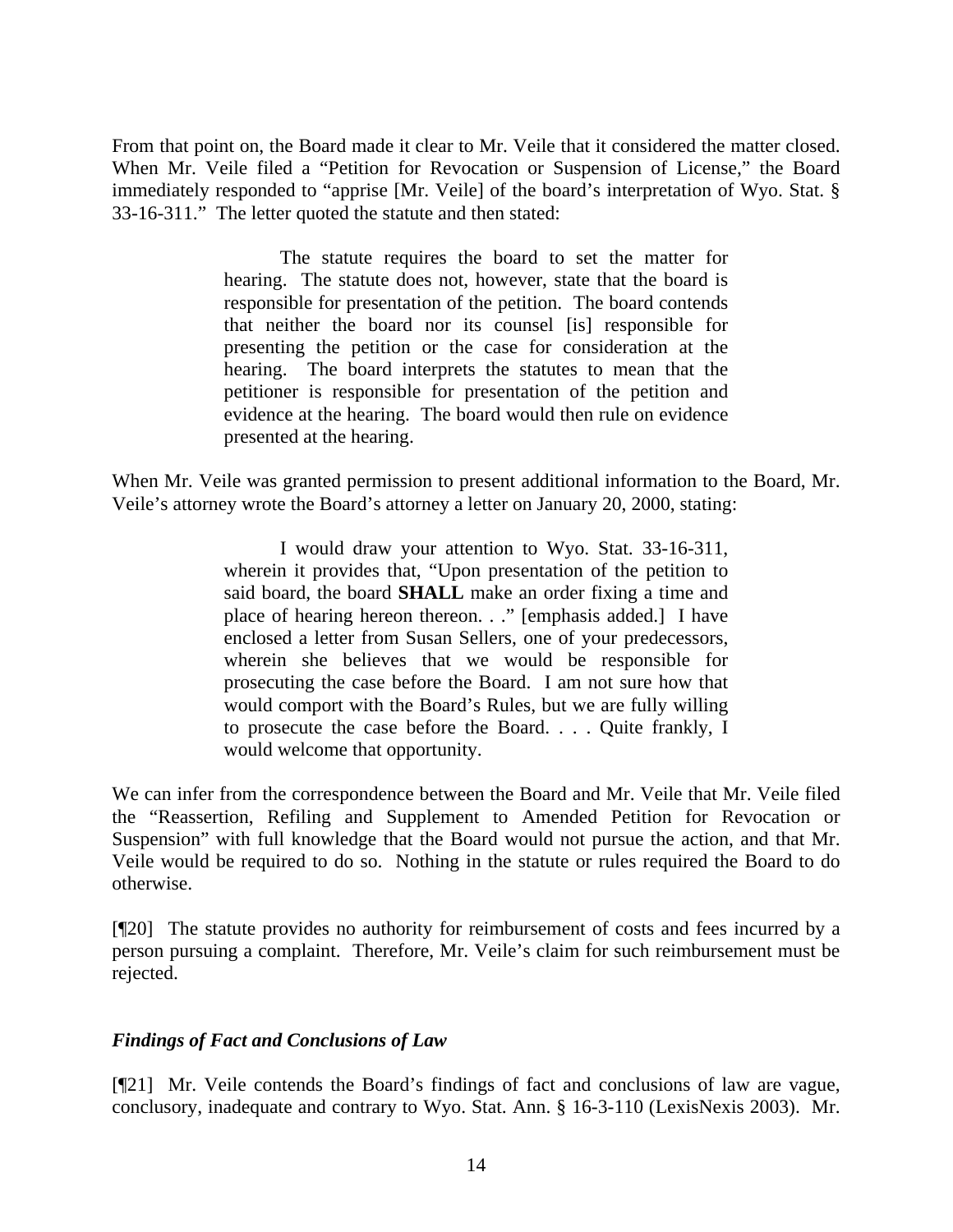From that point on, the Board made it clear to Mr. Veile that it considered the matter closed. When Mr. Veile filed a "Petition for Revocation or Suspension of License," the Board immediately responded to "apprise [Mr. Veile] of the board's interpretation of Wyo. Stat. § 33-16-311." The letter quoted the statute and then stated:

> The statute requires the board to set the matter for hearing. The statute does not, however, state that the board is responsible for presentation of the petition. The board contends that neither the board nor its counsel [is] responsible for presenting the petition or the case for consideration at the hearing. The board interprets the statutes to mean that the petitioner is responsible for presentation of the petition and evidence at the hearing. The board would then rule on evidence presented at the hearing.

When Mr. Veile was granted permission to present additional information to the Board, Mr. Veile's attorney wrote the Board's attorney a letter on January 20, 2000, stating:

> I would draw your attention to Wyo. Stat. 33-16-311, wherein it provides that, "Upon presentation of the petition to said board, the board **SHALL** make an order fixing a time and place of hearing hereon thereon. . ." [emphasis added.] I have enclosed a letter from Susan Sellers, one of your predecessors, wherein she believes that we would be responsible for prosecuting the case before the Board. I am not sure how that would comport with the Board's Rules, but we are fully willing to prosecute the case before the Board. . . . Quite frankly, I would welcome that opportunity.

We can infer from the correspondence between the Board and Mr. Veile that Mr. Veile filed the "Reassertion, Refiling and Supplement to Amended Petition for Revocation or Suspension" with full knowledge that the Board would not pursue the action, and that Mr. Veile would be required to do so. Nothing in the statute or rules required the Board to do otherwise.

[¶20] The statute provides no authority for reimbursement of costs and fees incurred by a person pursuing a complaint. Therefore, Mr. Veile's claim for such reimbursement must be rejected.

### *Findings of Fact and Conclusions of Law*

[¶21] Mr. Veile contends the Board's findings of fact and conclusions of law are vague, conclusory, inadequate and contrary to Wyo. Stat. Ann. § 16-3-110 (LexisNexis 2003). Mr.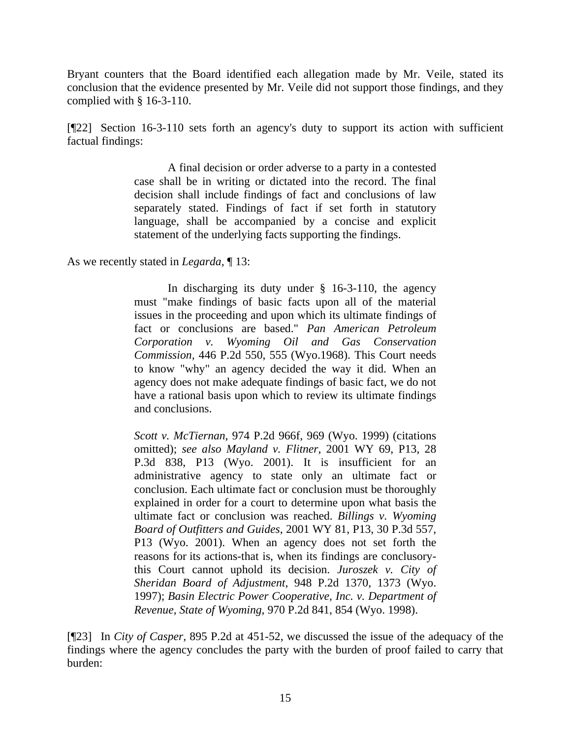Bryant counters that the Board identified each allegation made by Mr. Veile, stated its conclusion that the evidence presented by Mr. Veile did not support those findings, and they complied with § 16-3-110.

[¶22] Section 16-3-110 sets forth an agency's duty to support its action with sufficient factual findings:

> A final decision or order adverse to a party in a contested case shall be in writing or dictated into the record. The final decision shall include findings of fact and conclusions of law separately stated. Findings of fact if set forth in statutory language, shall be accompanied by a concise and explicit statement of the underlying facts supporting the findings.

As we recently stated in *Legarda*, ¶ 13:

> In discharging its duty under § 16-3-110, the agency must "make findings of basic facts upon all of the material issues in the proceeding and upon which its ultimate findings of fact or conclusions are based." *Pan American Petroleum Corporation v. Wyoming Oil and Gas Conservation Commission*, 446 P.2d 550, 555 (Wyo.1968). This Court needs to know "why" an agency decided the way it did. When an agency does not make adequate findings of basic fact, we do not have a rational basis upon which to review its ultimate findings and conclusions.
>
> *Scott v. McTiernan*, 974 P.2d 966f, 969 (Wyo. 1999) (citations omitted); *see also Mayland v. Flitner*, 2001 WY 69, P13, 28 P.3d 838, P13 (Wyo. 2001). It is insufficient for an administrative agency to state only an ultimate fact or conclusion. Each ultimate fact or conclusion must be thoroughly explained in order for a court to determine upon what basis the ultimate fact or conclusion was reached. *Billings v. Wyoming Board of Outfitters and Guides*, 2001 WY 81, P13, 30 P.3d 557, P13 (Wyo. 2001). When an agency does not set forth the reasons for its actions-that is, when its findings are conclusory-this Court cannot uphold its decision. *Juroszek v. City of Sheridan Board of Adjustment*, 948 P.2d 1370, 1373 (Wyo. 1997); *Basin Electric Power Cooperative, Inc. v. Department of Revenue, State of Wyoming*, 970 P.2d 841, 854 (Wyo. 1998).

[¶23] In *City of Casper*, 895 P.2d at 451-52, we discussed the issue of the adequacy of the findings where the agency concludes the party with the burden of proof failed to carry that burden: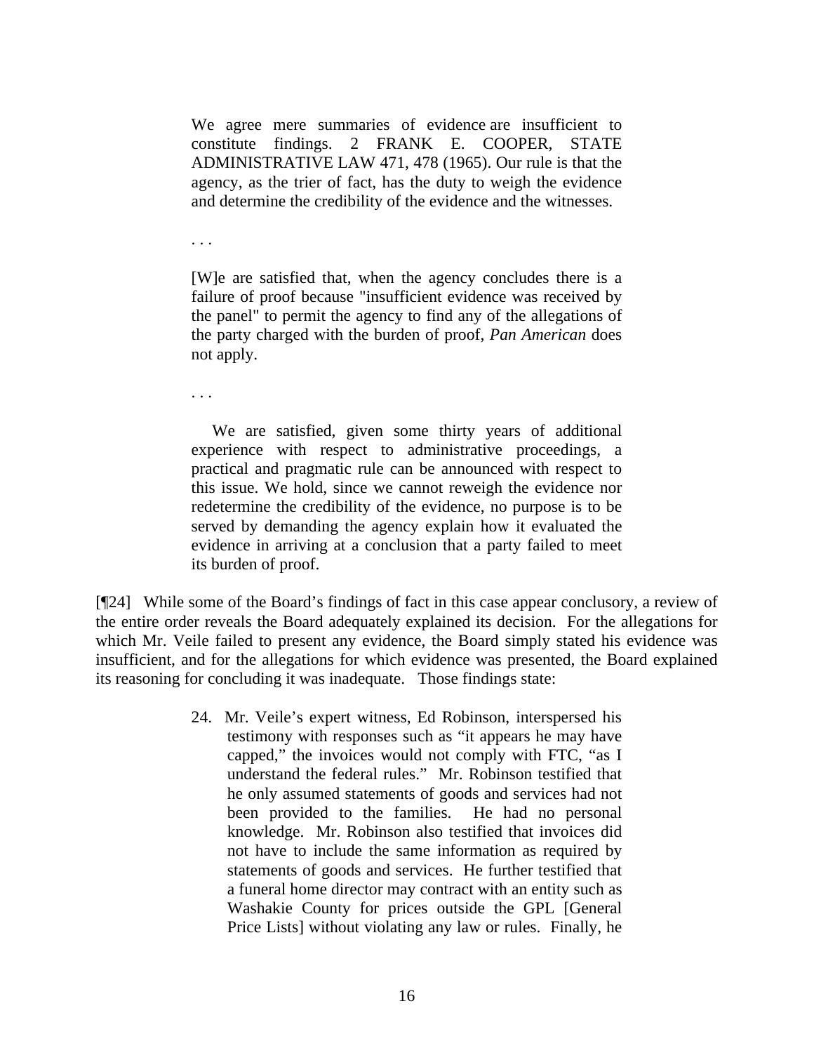> We agree mere summaries of evidence are insufficient to constitute findings. 2 FRANK E. COOPER, STATE ADMINISTRATIVE LAW 471, 478 (1965). Our rule is that the agency, as the trier of fact, has the duty to weigh the evidence and determine the credibility of the evidence and the witnesses.
>
> . . .
>
> [W]e are satisfied that, when the agency concludes there is a failure of proof because "insufficient evidence was received by the panel" to permit the agency to find any of the allegations of the party charged with the burden of proof, *Pan American* does not apply.
>
> . . .
>
> We are satisfied, given some thirty years of additional experience with respect to administrative proceedings, a practical and pragmatic rule can be announced with respect to this issue. We hold, since we cannot reweigh the evidence nor redetermine the credibility of the evidence, no purpose is to be served by demanding the agency explain how it evaluated the evidence in arriving at a conclusion that a party failed to meet its burden of proof.

[¶24] While some of the Board's findings of fact in this case appear conclusory, a review of the entire order reveals the Board adequately explained its decision. For the allegations for which Mr. Veile failed to present any evidence, the Board simply stated his evidence was insufficient, and for the allegations for which evidence was presented, the Board explained its reasoning for concluding it was inadequate. Those findings state:

> 24. Mr. Veile's expert witness, Ed Robinson, interspersed his testimony with responses such as "it appears he may have capped," the invoices would not comply with FTC, "as I understand the federal rules." Mr. Robinson testified that he only assumed statements of goods and services had not been provided to the families. He had no personal knowledge. Mr. Robinson also testified that invoices did not have to include the same information as required by statements of goods and services. He further testified that a funeral home director may contract with an entity such as Washakie County for prices outside the GPL [General Price Lists] without violating any law or rules. Finally, he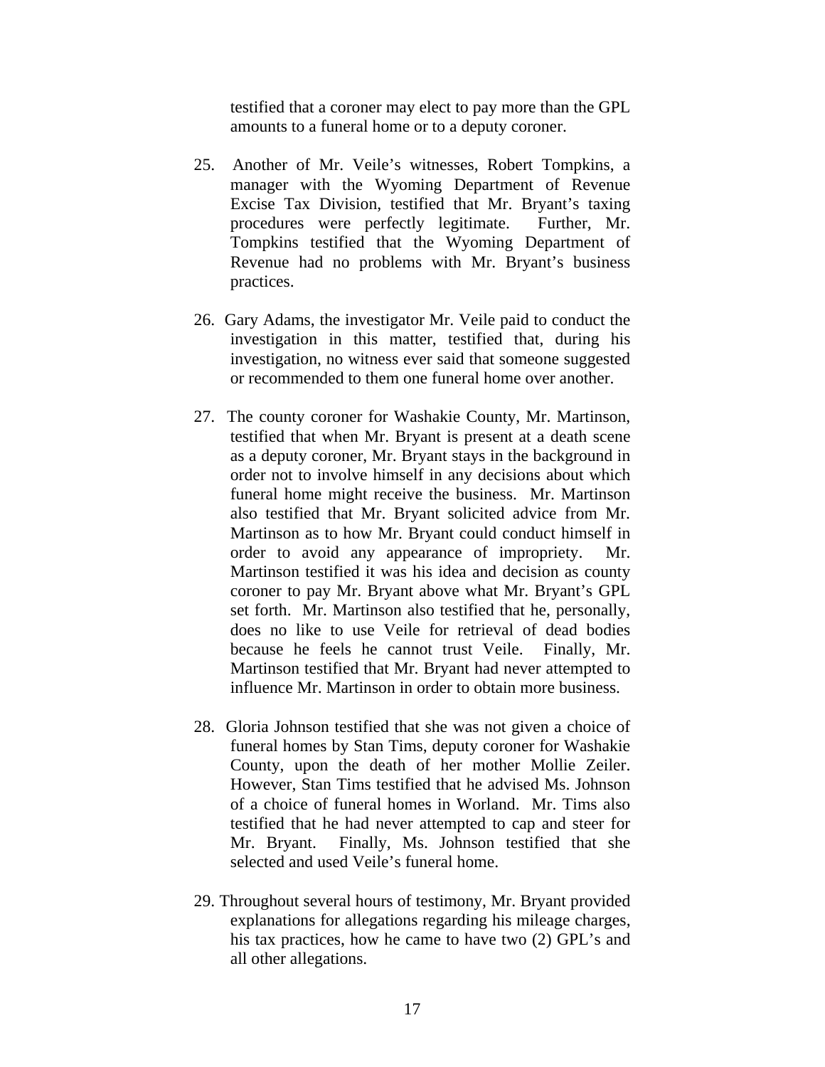testified that a coroner may elect to pay more than the GPL amounts to a funeral home or to a deputy coroner.

25. Another of Mr. Veile's witnesses, Robert Tompkins, a manager with the Wyoming Department of Revenue Excise Tax Division, testified that Mr. Bryant's taxing procedures were perfectly legitimate. Further, Mr. Tompkins testified that the Wyoming Department of Revenue had no problems with Mr. Bryant's business practices.

26. Gary Adams, the investigator Mr. Veile paid to conduct the investigation in this matter, testified that, during his investigation, no witness ever said that someone suggested or recommended to them one funeral home over another.

27. The county coroner for Washakie County, Mr. Martinson, testified that when Mr. Bryant is present at a death scene as a deputy coroner, Mr. Bryant stays in the background in order not to involve himself in any decisions about which funeral home might receive the business. Mr. Martinson also testified that Mr. Bryant solicited advice from Mr. Martinson as to how Mr. Bryant could conduct himself in order to avoid any appearance of impropriety. Mr. Martinson testified it was his idea and decision as county coroner to pay Mr. Bryant above what Mr. Bryant's GPL set forth. Mr. Martinson also testified that he, personally, does no like to use Veile for retrieval of dead bodies because he feels he cannot trust Veile. Finally, Mr. Martinson testified that Mr. Bryant had never attempted to influence Mr. Martinson in order to obtain more business.

28. Gloria Johnson testified that she was not given a choice of funeral homes by Stan Tims, deputy coroner for Washakie County, upon the death of her mother Mollie Zeiler. However, Stan Tims testified that he advised Ms. Johnson of a choice of funeral homes in Worland. Mr. Tims also testified that he had never attempted to cap and steer for Mr. Bryant. Finally, Ms. Johnson testified that she selected and used Veile's funeral home.

29. Throughout several hours of testimony, Mr. Bryant provided explanations for allegations regarding his mileage charges, his tax practices, how he came to have two (2) GPL's and all other allegations.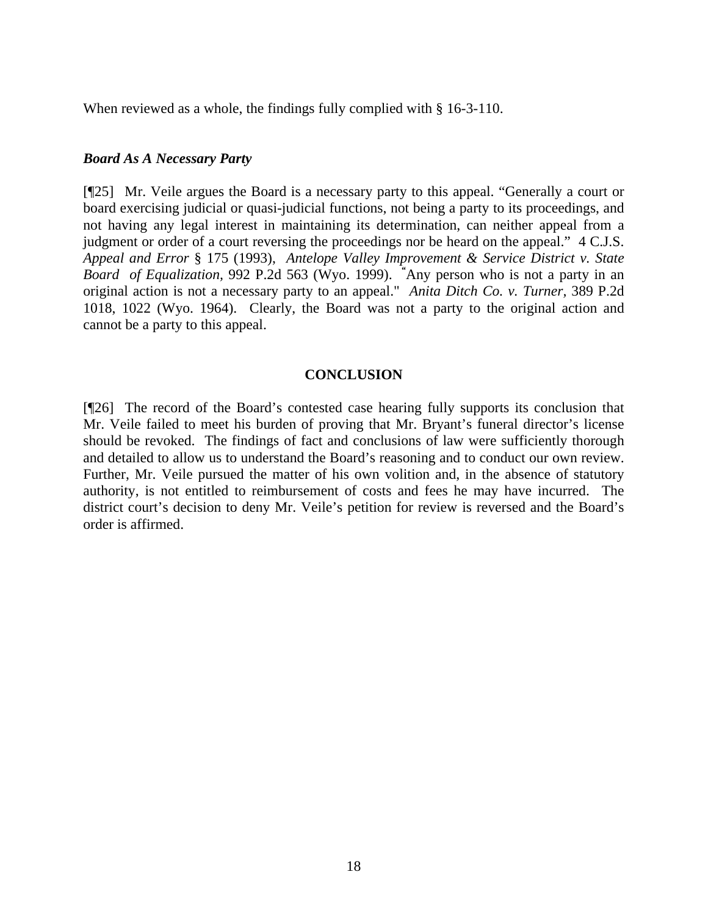When reviewed as a whole, the findings fully complied with § 16-3-110.

***Board As A Necessary Party***

[¶25] Mr. Veile argues the Board is a necessary party to this appeal. "Generally a court or board exercising judicial or quasi-judicial functions, not being a party to its proceedings, and not having any legal interest in maintaining its determination, can neither appeal from a judgment or order of a court reversing the proceedings nor be heard on the appeal." 4 C.J.S. *Appeal and Error* § 175 (1993), *Antelope Valley Improvement & Service District v. State Board of Equalization*, 992 P.2d 563 (Wyo. 1999). "Any person who is not a party in an original action is not a necessary party to an appeal." *Anita Ditch Co. v. Turner*, 389 P.2d 1018, 1022 (Wyo. 1964). Clearly, the Board was not a party to the original action and cannot be a party to this appeal.

**CONCLUSION**

[¶26] The record of the Board's contested case hearing fully supports its conclusion that Mr. Veile failed to meet his burden of proving that Mr. Bryant's funeral director's license should be revoked. The findings of fact and conclusions of law were sufficiently thorough and detailed to allow us to understand the Board's reasoning and to conduct our own review. Further, Mr. Veile pursued the matter of his own volition and, in the absence of statutory authority, is not entitled to reimbursement of costs and fees he may have incurred. The district court's decision to deny Mr. Veile's petition for review is reversed and the Board's order is affirmed.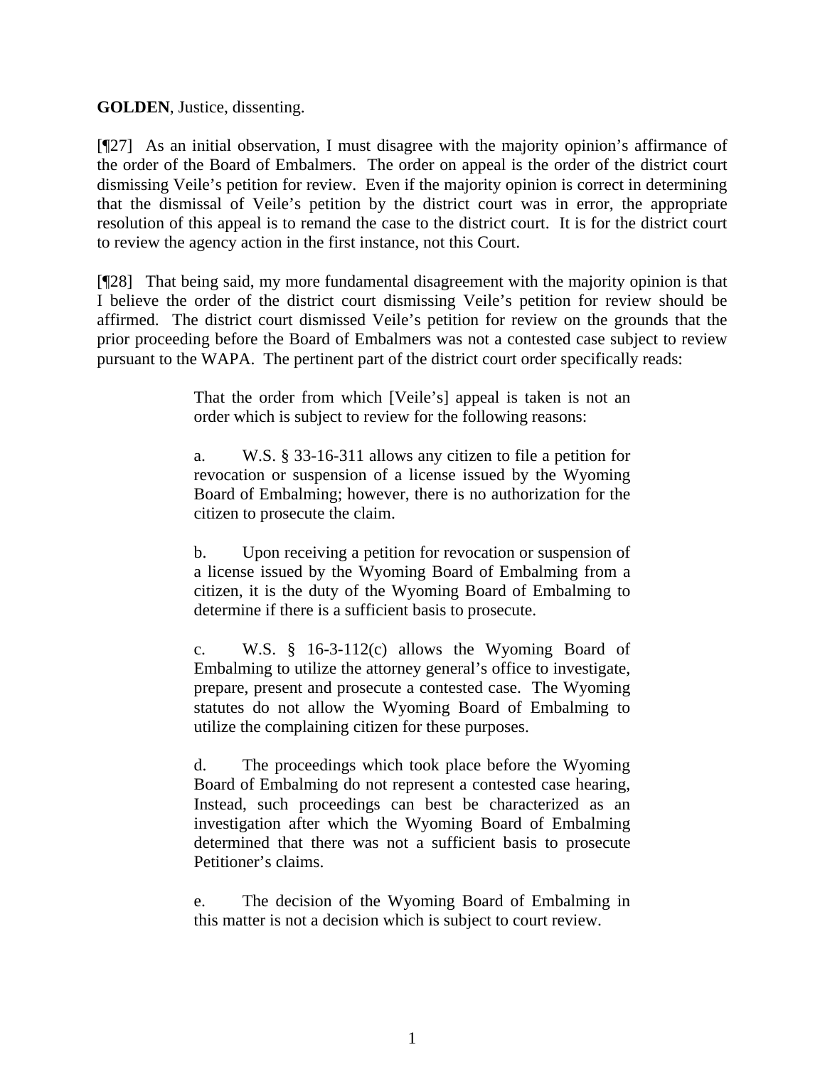**GOLDEN**, Justice, dissenting.

[¶27] As an initial observation, I must disagree with the majority opinion's affirmance of the order of the Board of Embalmers. The order on appeal is the order of the district court dismissing Veile's petition for review. Even if the majority opinion is correct in determining that the dismissal of Veile's petition by the district court was in error, the appropriate resolution of this appeal is to remand the case to the district court. It is for the district court to review the agency action in the first instance, not this Court.

[¶28] That being said, my more fundamental disagreement with the majority opinion is that I believe the order of the district court dismissing Veile's petition for review should be affirmed. The district court dismissed Veile's petition for review on the grounds that the prior proceeding before the Board of Embalmers was not a contested case subject to review pursuant to the WAPA. The pertinent part of the district court order specifically reads:

> That the order from which [Veile's] appeal is taken is not an order which is subject to review for the following reasons:
>
> a. W.S. § 33-16-311 allows any citizen to file a petition for revocation or suspension of a license issued by the Wyoming Board of Embalming; however, there is no authorization for the citizen to prosecute the claim.
>
> b. Upon receiving a petition for revocation or suspension of a license issued by the Wyoming Board of Embalming from a citizen, it is the duty of the Wyoming Board of Embalming to determine if there is a sufficient basis to prosecute.
>
> c. W.S. § 16-3-112(c) allows the Wyoming Board of Embalming to utilize the attorney general's office to investigate, prepare, present and prosecute a contested case. The Wyoming statutes do not allow the Wyoming Board of Embalming to utilize the complaining citizen for these purposes.
>
> d. The proceedings which took place before the Wyoming Board of Embalming do not represent a contested case hearing, Instead, such proceedings can best be characterized as an investigation after which the Wyoming Board of Embalming determined that there was not a sufficient basis to prosecute Petitioner's claims.
>
> e. The decision of the Wyoming Board of Embalming in this matter is not a decision which is subject to court review.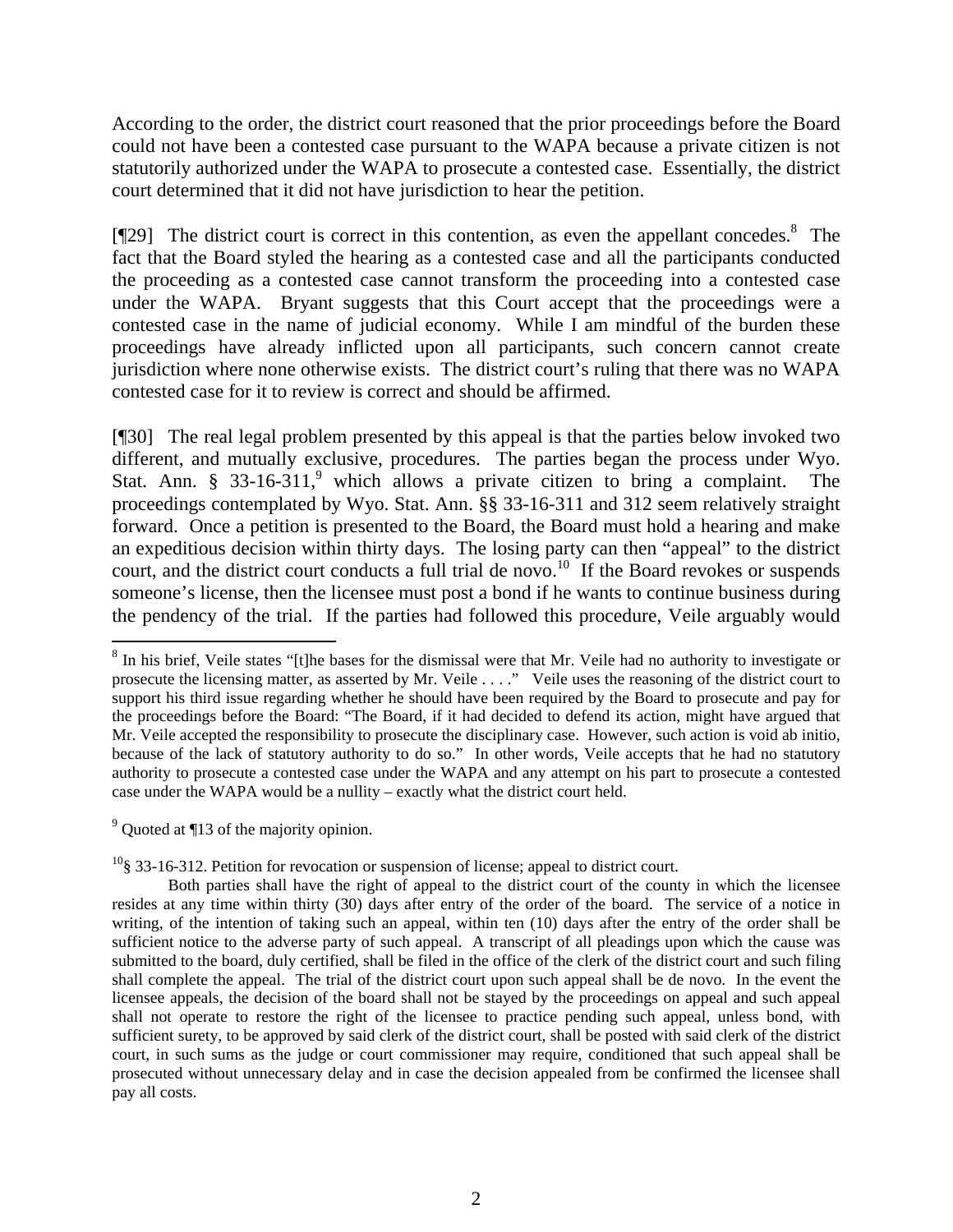According to the order, the district court reasoned that the prior proceedings before the Board could not have been a contested case pursuant to the WAPA because a private citizen is not statutorily authorized under the WAPA to prosecute a contested case. Essentially, the district court determined that it did not have jurisdiction to hear the petition.

[¶29] The district court is correct in this contention, as even the appellant concedes.[8] The fact that the Board styled the hearing as a contested case and all the participants conducted the proceeding as a contested case cannot transform the proceeding into a contested case under the WAPA. Bryant suggests that this Court accept that the proceedings were a contested case in the name of judicial economy. While I am mindful of the burden these proceedings have already inflicted upon all participants, such concern cannot create jurisdiction where none otherwise exists. The district court's ruling that there was no WAPA contested case for it to review is correct and should be affirmed.

[¶30] The real legal problem presented by this appeal is that the parties below invoked two different, and mutually exclusive, procedures. The parties began the process under Wyo. Stat. Ann. § 33-16-311,[9] which allows a private citizen to bring a complaint. The proceedings contemplated by Wyo. Stat. Ann. §§ 33-16-311 and 312 seem relatively straight forward. Once a petition is presented to the Board, the Board must hold a hearing and make an expeditious decision within thirty days. The losing party can then "appeal" to the district court, and the district court conducts a full trial de novo.[10] If the Board revokes or suspends someone's license, then the licensee must post a bond if he wants to continue business during the pendency of the trial. If the parties had followed this procedure, Veile arguably would

---

[8] In his brief, Veile states "[t]he bases for the dismissal were that Mr. Veile had no authority to investigate or prosecute the licensing matter, as asserted by Mr. Veile . . . ." Veile uses the reasoning of the district court to support his third issue regarding whether he should have been required by the Board to prosecute and pay for the proceedings before the Board: "The Board, if it had decided to defend its action, might have argued that Mr. Veile accepted the responsibility to prosecute the disciplinary case. However, such action is void ab initio, because of the lack of statutory authority to do so." In other words, Veile accepts that he had no statutory authority to prosecute a contested case under the WAPA and any attempt on his part to prosecute a contested case under the WAPA would be a nullity – exactly what the district court held.

[9] Quoted at ¶13 of the majority opinion.

[10] § 33-16-312. Petition for revocation or suspension of license; appeal to district court.

Both parties shall have the right of appeal to the district court of the county in which the licensee resides at any time within thirty (30) days after entry of the order of the board. The service of a notice in writing, of the intention of taking such an appeal, within ten (10) days after the entry of the order shall be sufficient notice to the adverse party of such appeal. A transcript of all pleadings upon which the cause was submitted to the board, duly certified, shall be filed in the office of the clerk of the district court and such filing shall complete the appeal. The trial of the district court upon such appeal shall be de novo. In the event the licensee appeals, the decision of the board shall not be stayed by the proceedings on appeal and such appeal shall not operate to restore the right of the licensee to practice pending such appeal, unless bond, with sufficient surety, to be approved by said clerk of the district court, shall be posted with said clerk of the district court, in such sums as the judge or court commissioner may require, conditioned that such appeal shall be prosecuted without unnecessary delay and in case the decision appealed from be confirmed the licensee shall pay all costs.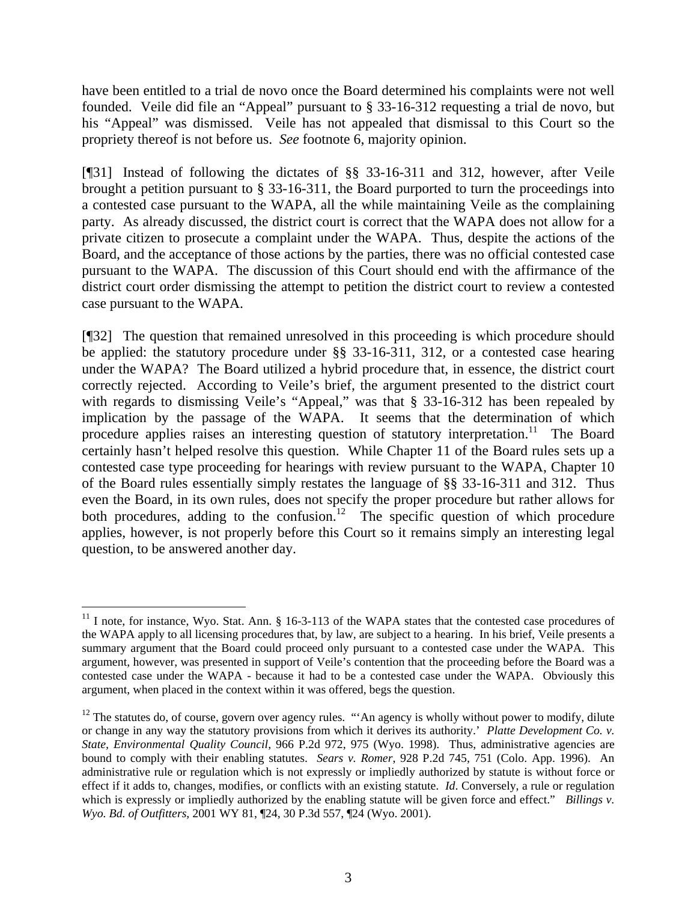have been entitled to a trial de novo once the Board determined his complaints were not well founded. Veile did file an "Appeal" pursuant to § 33-16-312 requesting a trial de novo, but his "Appeal" was dismissed. Veile has not appealed that dismissal to this Court so the propriety thereof is not before us. *See* footnote 6, majority opinion.

[¶31] Instead of following the dictates of §§ 33-16-311 and 312, however, after Veile brought a petition pursuant to § 33-16-311, the Board purported to turn the proceedings into a contested case pursuant to the WAPA, all the while maintaining Veile as the complaining party. As already discussed, the district court is correct that the WAPA does not allow for a private citizen to prosecute a complaint under the WAPA. Thus, despite the actions of the Board, and the acceptance of those actions by the parties, there was no official contested case pursuant to the WAPA. The discussion of this Court should end with the affirmance of the district court order dismissing the attempt to petition the district court to review a contested case pursuant to the WAPA.

[¶32] The question that remained unresolved in this proceeding is which procedure should be applied: the statutory procedure under §§ 33-16-311, 312, or a contested case hearing under the WAPA? The Board utilized a hybrid procedure that, in essence, the district court correctly rejected. According to Veile's brief, the argument presented to the district court with regards to dismissing Veile's "Appeal," was that § 33-16-312 has been repealed by implication by the passage of the WAPA. It seems that the determination of which procedure applies raises an interesting question of statutory interpretation.[11] The Board certainly hasn't helped resolve this question. While Chapter 11 of the Board rules sets up a contested case type proceeding for hearings with review pursuant to the WAPA, Chapter 10 of the Board rules essentially simply restates the language of §§ 33-16-311 and 312. Thus even the Board, in its own rules, does not specify the proper procedure but rather allows for both procedures, adding to the confusion.[12] The specific question of which procedure applies, however, is not properly before this Court so it remains simply an interesting legal question, to be answered another day.

---

[11] I note, for instance, Wyo. Stat. Ann. § 16-3-113 of the WAPA states that the contested case procedures of the WAPA apply to all licensing procedures that, by law, are subject to a hearing. In his brief, Veile presents a summary argument that the Board could proceed only pursuant to a contested case under the WAPA. This argument, however, was presented in support of Veile's contention that the proceeding before the Board was a contested case under the WAPA - because it had to be a contested case under the WAPA. Obviously this argument, when placed in the context within it was offered, begs the question.

[12] The statutes do, of course, govern over agency rules. "'An agency is wholly without power to modify, dilute or change in any way the statutory provisions from which it derives its authority.' *Platte Development Co. v. State, Environmental Quality Council*, 966 P.2d 972, 975 (Wyo. 1998). Thus, administrative agencies are bound to comply with their enabling statutes. *Sears v. Romer*, 928 P.2d 745, 751 (Colo. App. 1996). An administrative rule or regulation which is not expressly or impliedly authorized by statute is without force or effect if it adds to, changes, modifies, or conflicts with an existing statute. *Id*. Conversely, a rule or regulation which is expressly or impliedly authorized by the enabling statute will be given force and effect." *Billings v. Wyo. Bd. of Outfitters*, 2001 WY 81, ¶24, 30 P.3d 557, ¶24 (Wyo. 2001).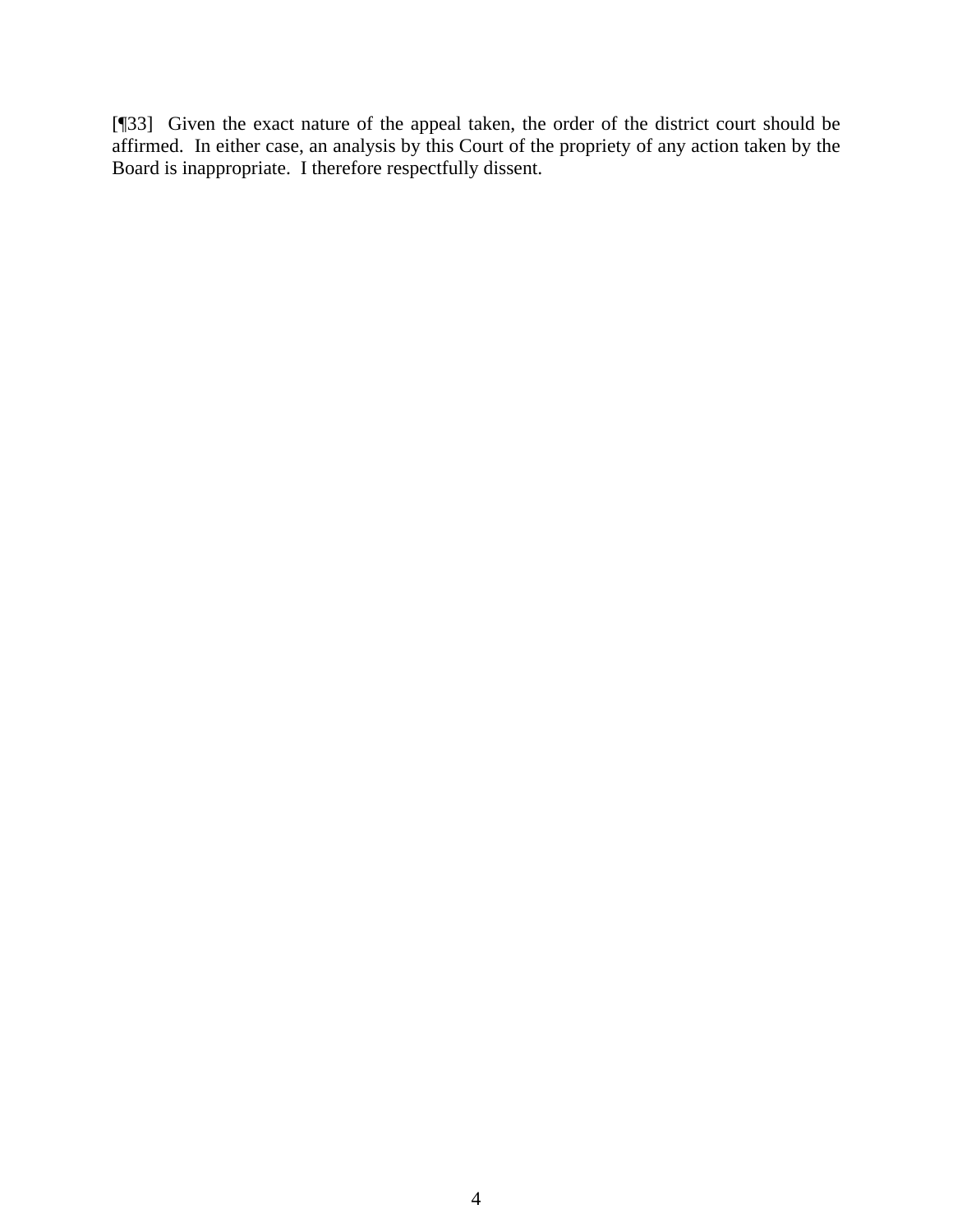[¶33] Given the exact nature of the appeal taken, the order of the district court should be affirmed. In either case, an analysis by this Court of the propriety of any action taken by the Board is inappropriate. I therefore respectfully dissent.